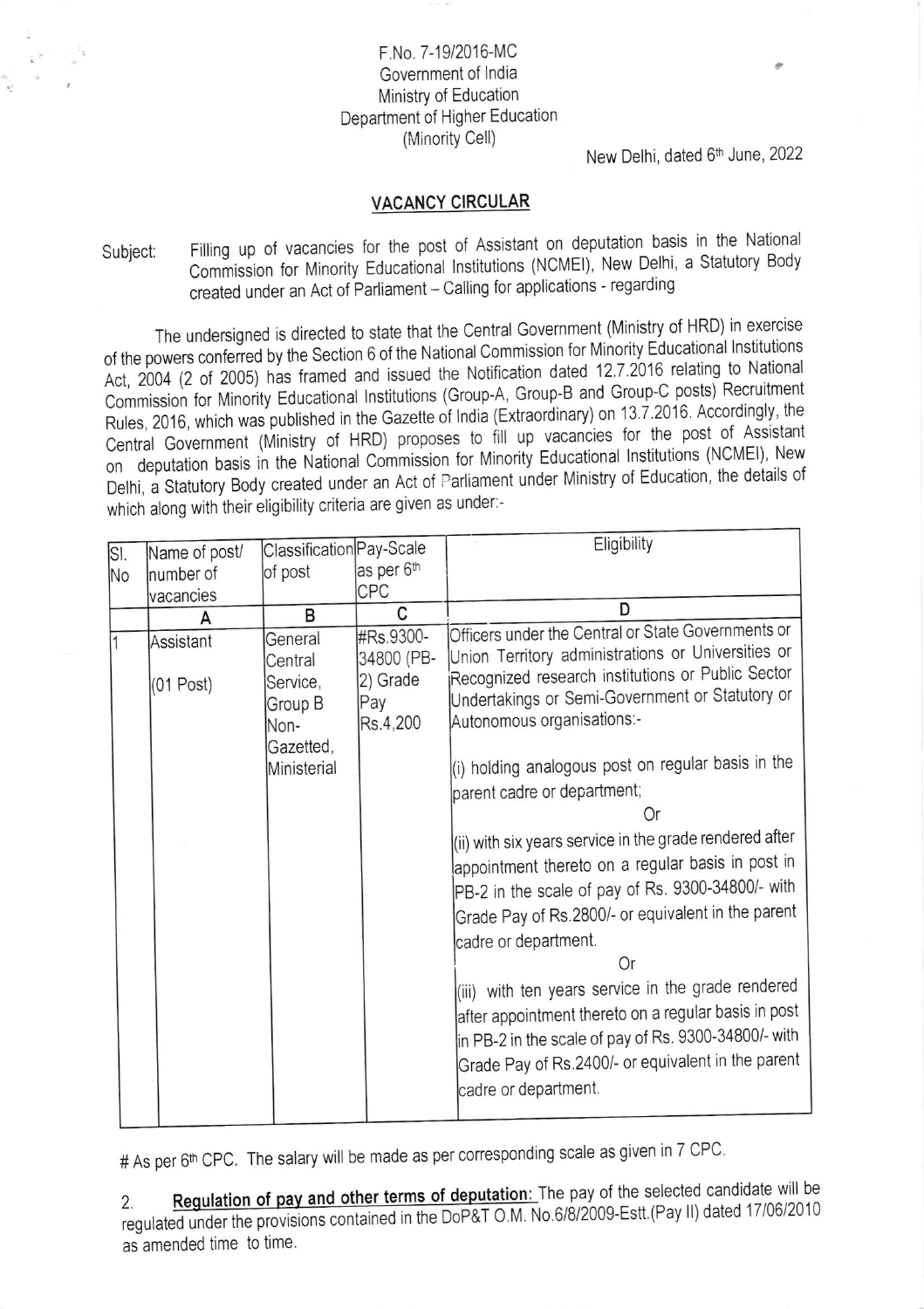F.No. 7-19/2016-MC
Government of India
Ministry of Education
Department of Higher Education
(Minority Cell)

New Delhi, dated 6th June, 2022

## VACANCY CIRCULAR

Subject: Filling up of vacancies for the post of Assistant on deputation basis in the National Commission for Minority Educational Institutions (NCMEI), New Delhi, a Statutory Body created under an Act of Parliament – Calling for applications - regarding

The undersigned is directed to state that the Central Government (Ministry of HRD) in exercise of the powers conferred by the Section 6 of the National Commission for Minority Educational Institutions Act, 2004 (2 of 2005) has framed and issued the Notification dated 12.7.2016 relating to National Commission for Minority Educational Institutions (Group-A, Group-B and Group-C posts) Recruitment Rules, 2016, which was published in the Gazette of India (Extraordinary) on 13.7.2016. Accordingly, the Central Government (Ministry of HRD) proposes to fill up vacancies for the post of Assistant on deputation basis in the National Commission for Minority Educational Institutions (NCMEI), New Delhi, a Statutory Body created under an Act of Parliament under Ministry of Education, the details of which along with their eligibility criteria are given as under:-

| Sl. No | Name of post/ number of vacancies | Classification of post | Pay-Scale as per 6th CPC | Eligibility |
|---|---|---|---|---|
| | A | B | C | D |
| 1 | Assistant<br><br>(01 Post) | General Central Service, Group B Non-Gazetted, Ministerial | #Rs.9300-34800 (PB-2) Grade Pay Rs.4,200 | Officers under the Central or State Governments or Union Territory administrations or Universities or Recognized research institutions or Public Sector Undertakings or Semi-Government or Statutory or Autonomous organisations:-<br><br>(i) holding analogous post on regular basis in the parent cadre or department;<br>Or<br>(ii) with six years service in the grade rendered after appointment thereto on a regular basis in post in PB-2 in the scale of pay of Rs. 9300-34800/- with Grade Pay of Rs.2800/- or equivalent in the parent cadre or department.<br>Or<br>(iii) with ten years service in the grade rendered after appointment thereto on a regular basis in post in PB-2 in the scale of pay of Rs. 9300-34800/- with Grade Pay of Rs.2400/- or equivalent in the parent cadre or department. |

# As per 6th CPC. The salary will be made as per corresponding scale as given in 7 CPC.

2. **Regulation of pay and other terms of deputation:** The pay of the selected candidate will be regulated under the provisions contained in the DoP&T O.M. No.6/8/2009-Estt.(Pay II) dated 17/06/2010 as amended time to time.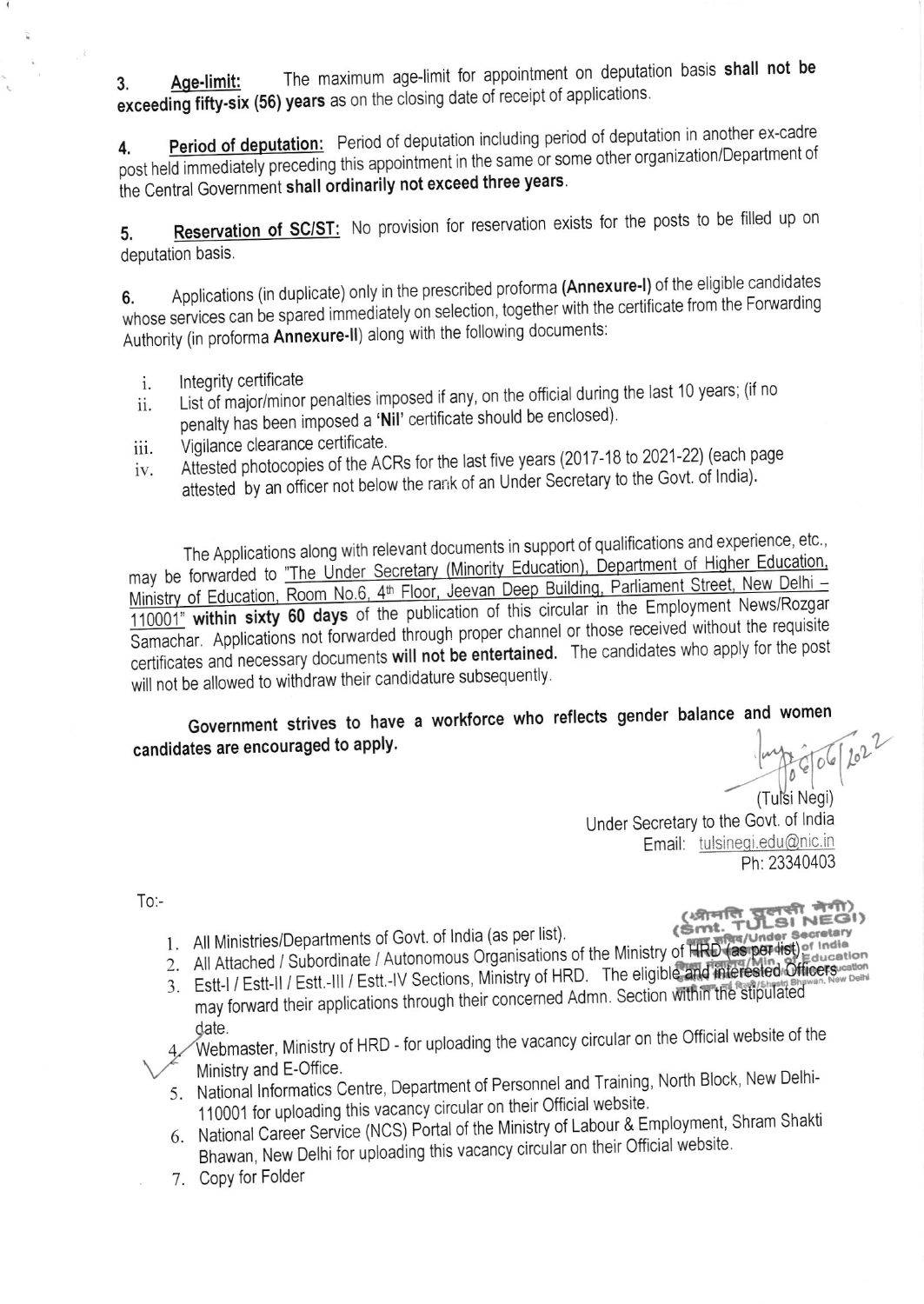3. **Age-limit:** The maximum age-limit for appointment on deputation basis **shall not be exceeding fifty-six (56) years** as on the closing date of receipt of applications.

4. **Period of deputation:** Period of deputation including period of deputation in another ex-cadre post held immediately preceding this appointment in the same or some other organization/Department of the Central Government **shall ordinarily not exceed three years**.

5. **Reservation of SC/ST:** No provision for reservation exists for the posts to be filled up on deputation basis.

6. Applications (in duplicate) only in the prescribed proforma **(Annexure-I)** of the eligible candidates whose services can be spared immediately on selection, together with the certificate from the Forwarding Authority (in proforma **Annexure-II**) along with the following documents:

   i. Integrity certificate
   ii. List of major/minor penalties imposed if any, on the official during the last 10 years; (if no penalty has been imposed a **'Nil'** certificate should be enclosed).
   iii. Vigilance clearance certificate.
   iv. Attested photocopies of the ACRs for the last five years (2017-18 to 2021-22) (each page attested by an officer not below the rank of an Under Secretary to the Govt. of India).

The Applications along with relevant documents in support of qualifications and experience, etc., may be forwarded to "The Under Secretary (Minority Education), Department of Higher Education, Ministry of Education, Room No.6, 4th Floor, Jeevan Deep Building, Parliament Street, New Delhi – 110001" **within sixty 60 days** of the publication of this circular in the Employment News/Rozgar Samachar. Applications not forwarded through proper channel or those received without the requisite certificates and necessary documents **will not be entertained.** The candidates who apply for the post will not be allowed to withdraw their candidature subsequently.

**Government strives to have a workforce who reflects gender balance and women candidates are encouraged to apply.**

06/06/2022

(Tulsi Negi)
Under Secretary to the Govt. of India
Email: tulsinegi.edu@nic.in
Ph: 23340403

(श्रीमति तुलसी नेगी)
(Smt. TULSI NEGI)
अवर सचिव/Under Secretary
भारत सरकार/Govt. of India
शिक्षा मंत्रालय/Min. of Education

To:-

1. All Ministries/Departments of Govt. of India (as per list).
2. All Attached / Subordinate / Autonomous Organisations of the Ministry of HRD (as per list).
3. Estt-I / Estt-II / Estt.-III / Estt.-IV Sections, Ministry of HRD. The eligible and interested Officers may forward their applications through their concerned Admn. Section within the stipulated date.
4. Webmaster, Ministry of HRD - for uploading the vacancy circular on the Official website of the Ministry and E-Office.
5. National Informatics Centre, Department of Personnel and Training, North Block, New Delhi-110001 for uploading this vacancy circular on their Official website.
6. National Career Service (NCS) Portal of the Ministry of Labour & Employment, Shram Shakti Bhawan, New Delhi for uploading this vacancy circular on their Official website.
7. Copy for Folder